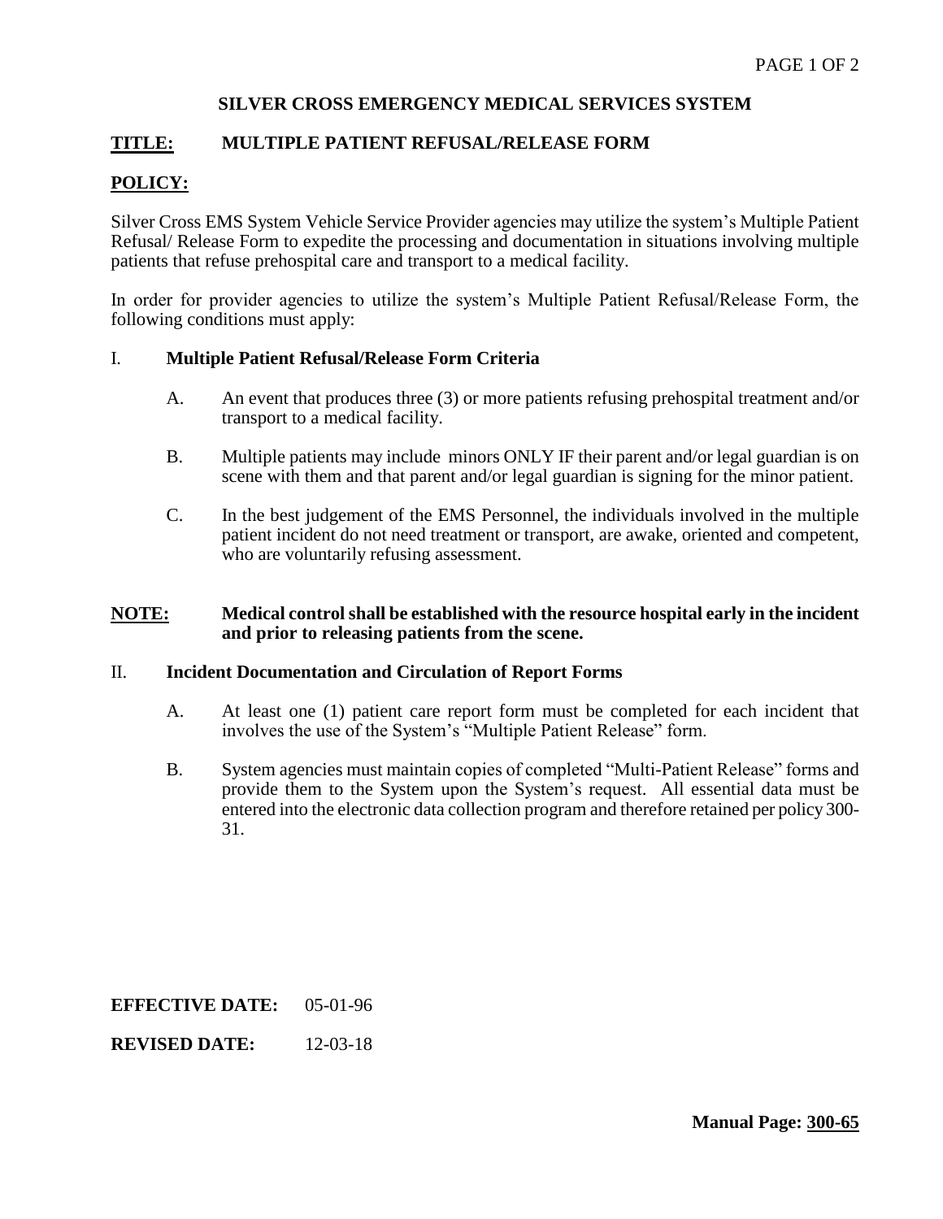**SILVER CROSS EMERGENCY MEDICAL SERVICES SYSTEM**

**TITLE: MULTIPLE PATIENT REFUSAL/RELEASE FORM**

## POLICY:

Silver Cross EMS System Vehicle Service Provider agencies may utilize the system's Multiple Patient Refusal/ Release Form to expedite the processing and documentation in situations involving multiple patients that refuse prehospital care and transport to a medical facility.

In order for provider agencies to utilize the system's Multiple Patient Refusal/Release Form, the following conditions must apply:

### I. Multiple Patient Refusal/Release Form Criteria

A. An event that produces three (3) or more patients refusing prehospital treatment and/or transport to a medical facility.

B. Multiple patients may include minors ONLY IF their parent and/or legal guardian is on scene with them and that parent and/or legal guardian is signing for the minor patient.

C. In the best judgement of the EMS Personnel, the individuals involved in the multiple patient incident do not need treatment or transport, are awake, oriented and competent, who are voluntarily refusing assessment.

**NOTE: Medical control shall be established with the resource hospital early in the incident and prior to releasing patients from the scene.**

### II. Incident Documentation and Circulation of Report Forms

A. At least one (1) patient care report form must be completed for each incident that involves the use of the System's "Multiple Patient Release" form.

B. System agencies must maintain copies of completed "Multi-Patient Release" forms and provide them to the System upon the System's request. All essential data must be entered into the electronic data collection program and therefore retained per policy 300-31.

**EFFECTIVE DATE:** 05-01-96

**REVISED DATE:** 12-03-18

**Manual Page: 300-65**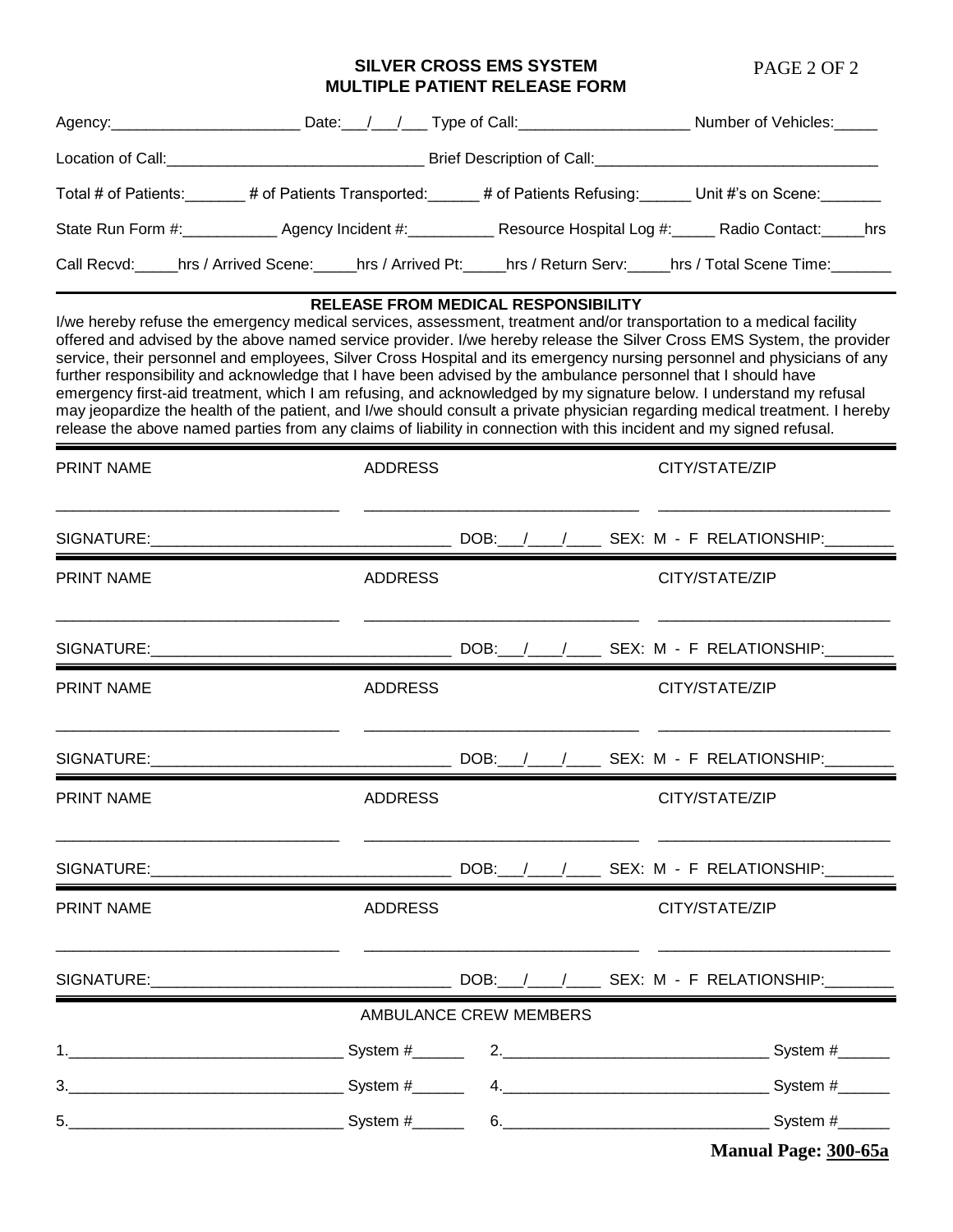**SILVER CROSS EMS SYSTEM**
**MULTIPLE PATIENT RELEASE FORM**

Agency:______________________ Date:___/___/___ Type of Call:____________________ Number of Vehicles:_____

Location of Call:______________________________ Brief Description of Call:________________________________

Total # of Patients:_______ # of Patients Transported:______ # of Patients Refusing:______ Unit #'s on Scene:_______

State Run Form #:___________ Agency Incident #:__________ Resource Hospital Log #:_____ Radio Contact:_____hrs

Call Recvd:_____hrs / Arrived Scene:_____hrs / Arrived Pt:_____hrs / Return Serv:_____hrs / Total Scene Time:_______

---

**RELEASE FROM MEDICAL RESPONSIBILITY**

I/we hereby refuse the emergency medical services, assessment, treatment and/or transportation to a medical facility offered and advised by the above named service provider. I/we hereby release the Silver Cross EMS System, the provider service, their personnel and employees, Silver Cross Hospital and its emergency nursing personnel and physicians of any further responsibility and acknowledge that I have been advised by the ambulance personnel that I should have emergency first-aid treatment, which I am refusing, and acknowledged by my signature below. I understand my refusal may jeopardize the health of the patient, and I/we should consult a private physician regarding medical treatment. I hereby release the above named parties from any claims of liability in connection with this incident and my signed refusal.

---

PRINT NAME ________________________________ ADDRESS ________________________________ CITY/STATE/ZIP __________________________

SIGNATURE:__________________________________ DOB:___/____/____ SEX: M - F RELATIONSHIP:________

---

PRINT NAME ________________________________ ADDRESS ________________________________ CITY/STATE/ZIP __________________________

SIGNATURE:__________________________________ DOB:___/____/____ SEX: M - F RELATIONSHIP:________

---

PRINT NAME ________________________________ ADDRESS ________________________________ CITY/STATE/ZIP __________________________

SIGNATURE:__________________________________ DOB:___/____/____ SEX: M - F RELATIONSHIP:________

---

PRINT NAME ________________________________ ADDRESS ________________________________ CITY/STATE/ZIP __________________________

SIGNATURE:__________________________________ DOB:___/____/____ SEX: M - F RELATIONSHIP:________

---

PRINT NAME ________________________________ ADDRESS ________________________________ CITY/STATE/ZIP __________________________

SIGNATURE:__________________________________ DOB:___/____/____ SEX: M - F RELATIONSHIP:________

---

AMBULANCE CREW MEMBERS

1.________________________________ System #______ 2.______________________________ System #______

3.________________________________ System #______ 4.______________________________ System #______

5.________________________________ System #______ 6.______________________________ System #______

**Manual Page: 300-65a**